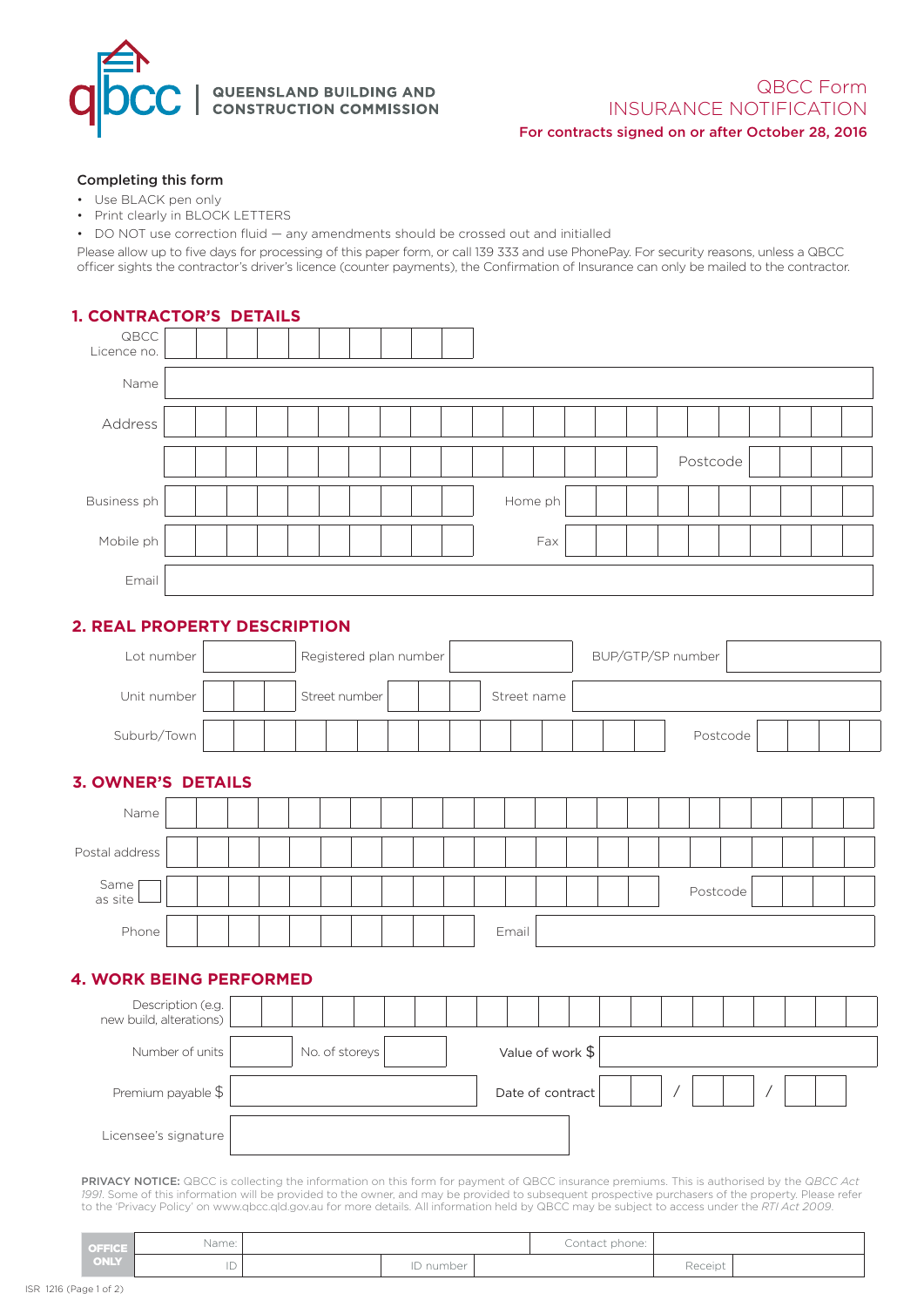**QUEENSLAND BUILDING AND CONSTRUCTION COMMISSION**

# QBCC Form
# INSURANCE NOTIFICATION

**For contracts signed on or after October 28, 2016**

**Completing this form**

- Use BLACK pen only
- Print clearly in BLOCK LETTERS
- DO NOT use correction fluid — any amendments should be crossed out and initialled

Please allow up to five days for processing of this paper form, or call 139 333 and use PhonePay. For security reasons, unless a QBCC officer sights the contractor's driver's licence (counter payments), the Confirmation of Insurance can only be mailed to the contractor.

## 1. CONTRACTOR'S DETAILS

| | | | |
|---|---|---|---|
| QBCC Licence no. | | | |
| Name | | | |
| Address | | | |
| | | Postcode | |
| Business ph | | Home ph | |
| Mobile ph | | Fax | |
| Email | | | |

## 2. REAL PROPERTY DESCRIPTION

| | | | | | |
|---|---|---|---|---|---|
| Lot number | | Registered plan number | | BUP/GTP/SP number | |
| Unit number | | Street number | | Street name | |
| Suburb/Town | | | | Postcode | |

## 3. OWNER'S DETAILS

| | | | |
|---|---|---|---|
| Name | | | |
| Postal address | | | |
| Same as site ☐ | | Postcode | |
| Phone | | Email | |

## 4. WORK BEING PERFORMED

| | | | | | |
|---|---|---|---|---|---|
| Description (e.g. new build, alterations) | | | | | |
| Number of units | | No. of storeys | | Value of work $ | |
| Premium payable $ | | | | Date of contract | / / |
| Licensee's signature | | | | | |

**PRIVACY NOTICE:** QBCC is collecting the information on this form for payment of QBCC insurance premiums. This is authorised by the *QBCC Act 1991*. Some of this information will be provided to the owner, and may be provided to subsequent prospective purchasers of the property. Please refer to the 'Privacy Policy' on www.qbcc.qld.gov.au for more details. All information held by QBCC may be subject to access under the *RTI Act 2009*.

| OFFICE ONLY | | | | | |
|---|---|---|---|---|---|
| Name: | | | Contact phone: | | |
| ID | | ID number | | Receipt | |

ISR 1216 (Page 1 of 2)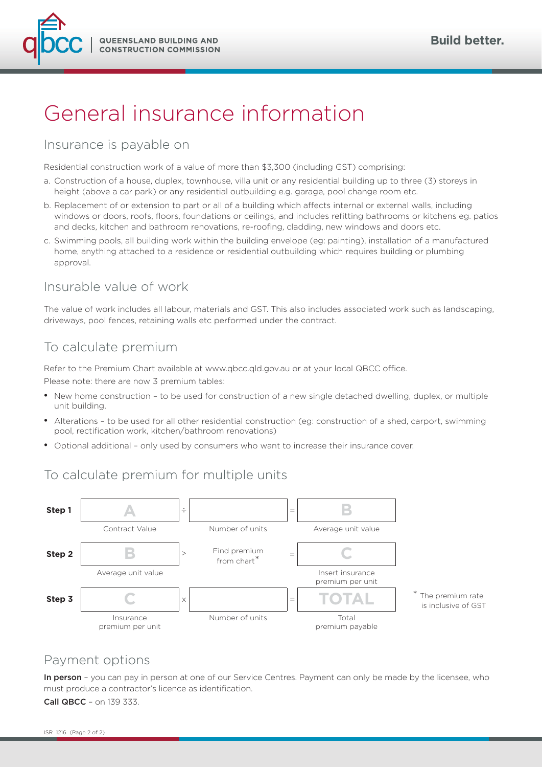# General insurance information

## Insurance is payable on

Residential construction work of a value of more than $3,300 (including GST) comprising:

a. Construction of a house, duplex, townhouse, villa unit or any residential building up to three (3) storeys in height (above a car park) or any residential outbuilding e.g. garage, pool change room etc.

b. Replacement of or extension to part or all of a building which affects internal or external walls, including windows or doors, roofs, floors, foundations or ceilings, and includes refitting bathrooms or kitchens eg. patios and decks, kitchen and bathroom renovations, re-roofing, cladding, new windows and doors etc.

c. Swimming pools, all building work within the building envelope (eg: painting), installation of a manufactured home, anything attached to a residence or residential outbuilding which requires building or plumbing approval.

## Insurable value of work

The value of work includes all labour, materials and GST. This also includes associated work such as landscaping, driveways, pool fences, retaining walls etc performed under the contract.

## To calculate premium

Refer to the Premium Chart available at www.qbcc.qld.gov.au or at your local QBCC office.

Please note: there are now 3 premium tables:

- New home construction – to be used for construction of a new single detached dwelling, duplex, or multiple unit building.
- Alterations – to be used for all other residential construction (eg: construction of a shed, carport, swimming pool, rectification work, kitchen/bathroom renovations)
- Optional additional – only used by consumers who want to increase their insurance cover.

## To calculate premium for multiple units

| | | | | | |
|---|---|---|---|---|---|
| **Step 1** | A<br>Contract Value | ÷ | Number of units | = | B<br>Average unit value |
| **Step 2** | B<br>Average unit value | > | Find premium from chart* | = | C<br>Insert insurance premium per unit |
| **Step 3** | C<br>Insurance premium per unit | × | Number of units | = | TOTAL<br>Total premium payable |

* The premium rate is inclusive of GST

## Payment options

**In person** – you can pay in person at one of our Service Centres. Payment can only be made by the licensee, who must produce a contractor's licence as identification.

**Call QBCC** – on 139 333.

ISR 1216